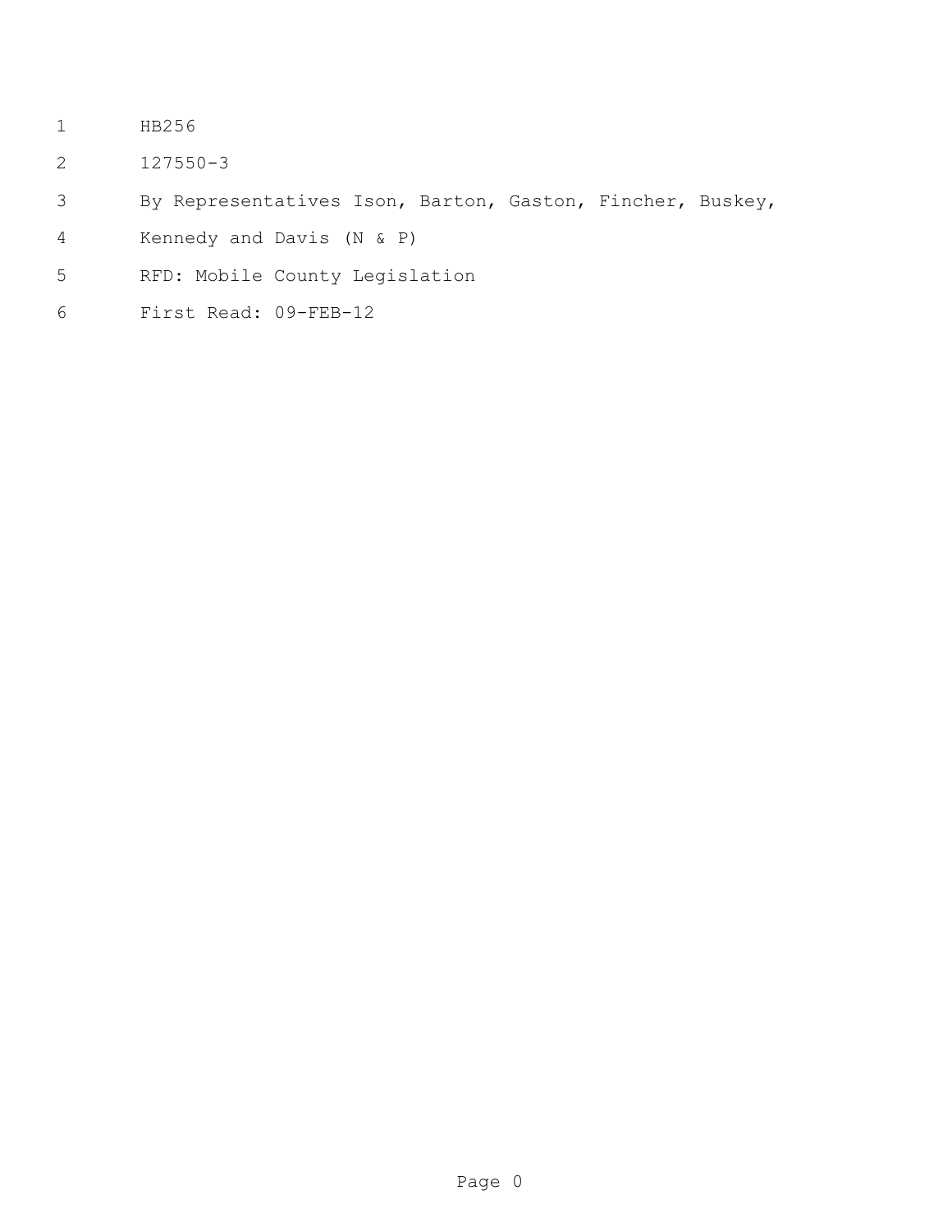HB256

127550-3

By Representatives Ison, Barton, Gaston, Fincher, Buskey, Kennedy and Davis (N & P)

RFD: Mobile County Legislation

First Read: 09-FEB-12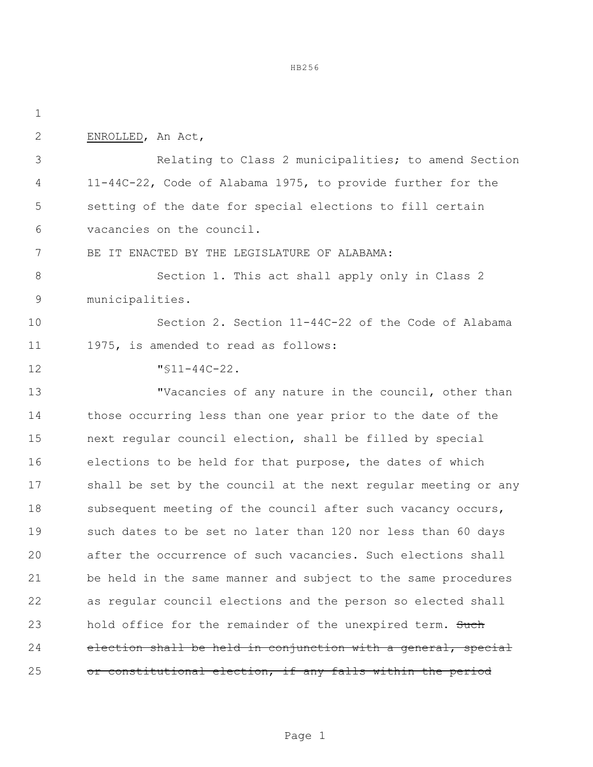ENROLLED, An Act,

Relating to Class 2 municipalities; to amend Section 11-44C-22, Code of Alabama 1975, to provide further for the setting of the date for special elections to fill certain vacancies on the council.

BE IT ENACTED BY THE LEGISLATURE OF ALABAMA:

Section 1. This act shall apply only in Class 2 municipalities.

Section 2. Section 11-44C-22 of the Code of Alabama 1975, is amended to read as follows:

"§11-44C-22.

"Vacancies of any nature in the council, other than those occurring less than one year prior to the date of the next regular council election, shall be filled by special elections to be held for that purpose, the dates of which shall be set by the council at the next regular meeting or any subsequent meeting of the council after such vacancy occurs, such dates to be set no later than 120 nor less than 60 days after the occurrence of such vacancies. Such elections shall be held in the same manner and subject to the same procedures as regular council elections and the person so elected shall hold office for the remainder of the unexpired term. ~~Such election shall be held in conjunction with a general, special or constitutional election, if any falls within the period~~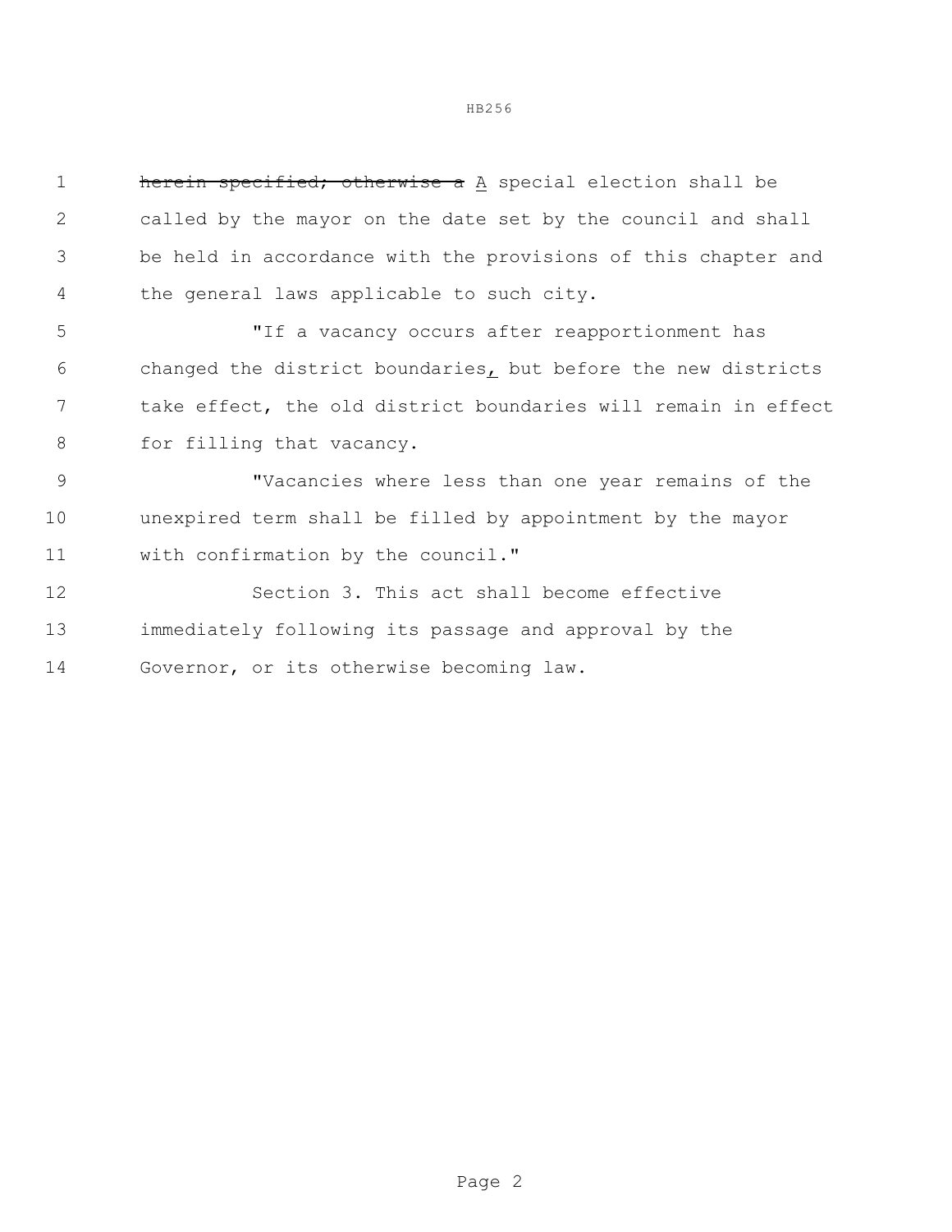~~herein specified; otherwise a~~ A special election shall be called by the mayor on the date set by the council and shall be held in accordance with the provisions of this chapter and the general laws applicable to such city.

"If a vacancy occurs after reapportionment has changed the district boundaries, but before the new districts take effect, the old district boundaries will remain in effect for filling that vacancy.

"Vacancies where less than one year remains of the unexpired term shall be filled by appointment by the mayor with confirmation by the council."

Section 3. This act shall become effective immediately following its passage and approval by the Governor, or its otherwise becoming law.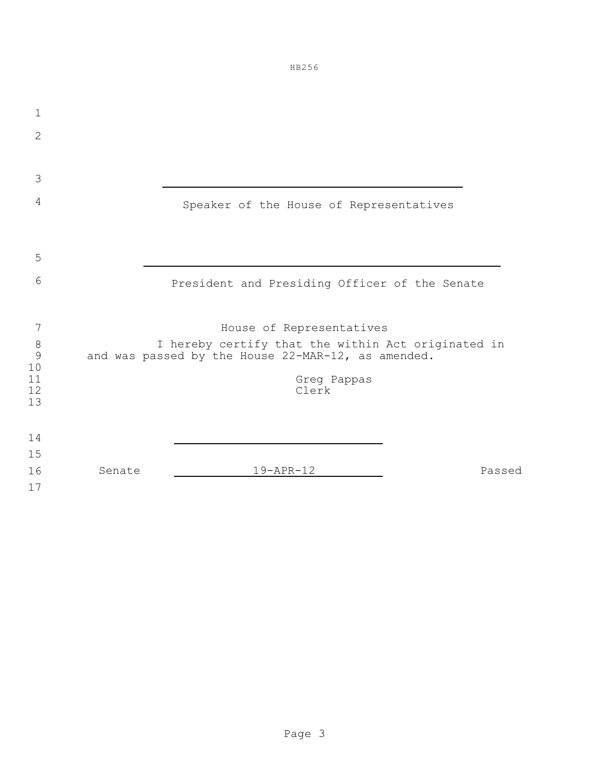\_\_\_\_\_\_\_\_\_\_\_\_\_\_\_\_\_\_\_\_\_\_\_\_\_\_\_\_\_\_\_\_\_\_\_\_\_\_\_\_

Speaker of the House of Representatives

\_\_\_\_\_\_\_\_\_\_\_\_\_\_\_\_\_\_\_\_\_\_\_\_\_\_\_\_\_\_\_\_\_\_\_\_\_\_\_\_

President and Presiding Officer of the Senate

House of Representatives

I hereby certify that the within Act originated in and was passed by the House 22-MAR-12, as amended.

Greg Pappas
Clerk

\_\_\_\_\_\_\_\_\_\_\_\_\_\_\_\_\_\_\_\_\_\_\_\_\_\_\_\_

Senate 19-APR-12 Passed